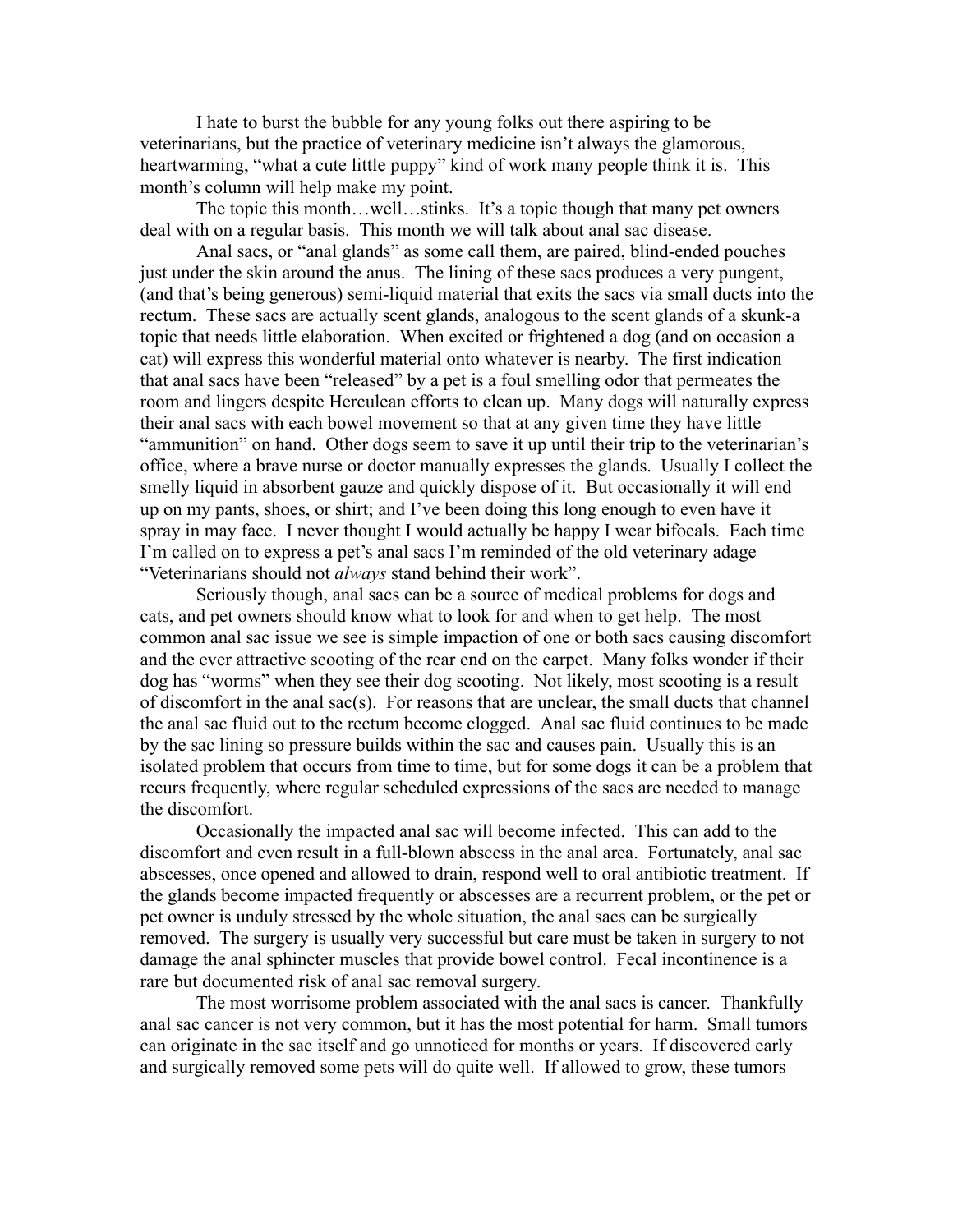I hate to burst the bubble for any young folks out there aspiring to be veterinarians, but the practice of veterinary medicine isn't always the glamorous, heartwarming, "what a cute little puppy" kind of work many people think it is. This month's column will help make my point.

The topic this month…well…stinks. It's a topic though that many pet owners deal with on a regular basis. This month we will talk about anal sac disease.

Anal sacs, or "anal glands" as some call them, are paired, blind-ended pouches just under the skin around the anus. The lining of these sacs produces a very pungent, (and that's being generous) semi-liquid material that exits the sacs via small ducts into the rectum. These sacs are actually scent glands, analogous to the scent glands of a skunk-a topic that needs little elaboration. When excited or frightened a dog (and on occasion a cat) will express this wonderful material onto whatever is nearby. The first indication that anal sacs have been "released" by a pet is a foul smelling odor that permeates the room and lingers despite Herculean efforts to clean up. Many dogs will naturally express their anal sacs with each bowel movement so that at any given time they have little "ammunition" on hand. Other dogs seem to save it up until their trip to the veterinarian's office, where a brave nurse or doctor manually expresses the glands. Usually I collect the smelly liquid in absorbent gauze and quickly dispose of it. But occasionally it will end up on my pants, shoes, or shirt; and I've been doing this long enough to even have it spray in may face. I never thought I would actually be happy I wear bifocals. Each time I'm called on to express a pet's anal sacs I'm reminded of the old veterinary adage "Veterinarians should not *always* stand behind their work".

Seriously though, anal sacs can be a source of medical problems for dogs and cats, and pet owners should know what to look for and when to get help. The most common anal sac issue we see is simple impaction of one or both sacs causing discomfort and the ever attractive scooting of the rear end on the carpet. Many folks wonder if their dog has "worms" when they see their dog scooting. Not likely, most scooting is a result of discomfort in the anal sac(s). For reasons that are unclear, the small ducts that channel the anal sac fluid out to the rectum become clogged. Anal sac fluid continues to be made by the sac lining so pressure builds within the sac and causes pain. Usually this is an isolated problem that occurs from time to time, but for some dogs it can be a problem that recurs frequently, where regular scheduled expressions of the sacs are needed to manage the discomfort.

Occasionally the impacted anal sac will become infected. This can add to the discomfort and even result in a full-blown abscess in the anal area. Fortunately, anal sac abscesses, once opened and allowed to drain, respond well to oral antibiotic treatment. If the glands become impacted frequently or abscesses are a recurrent problem, or the pet or pet owner is unduly stressed by the whole situation, the anal sacs can be surgically removed. The surgery is usually very successful but care must be taken in surgery to not damage the anal sphincter muscles that provide bowel control. Fecal incontinence is a rare but documented risk of anal sac removal surgery.

The most worrisome problem associated with the anal sacs is cancer. Thankfully anal sac cancer is not very common, but it has the most potential for harm. Small tumors can originate in the sac itself and go unnoticed for months or years. If discovered early and surgically removed some pets will do quite well. If allowed to grow, these tumors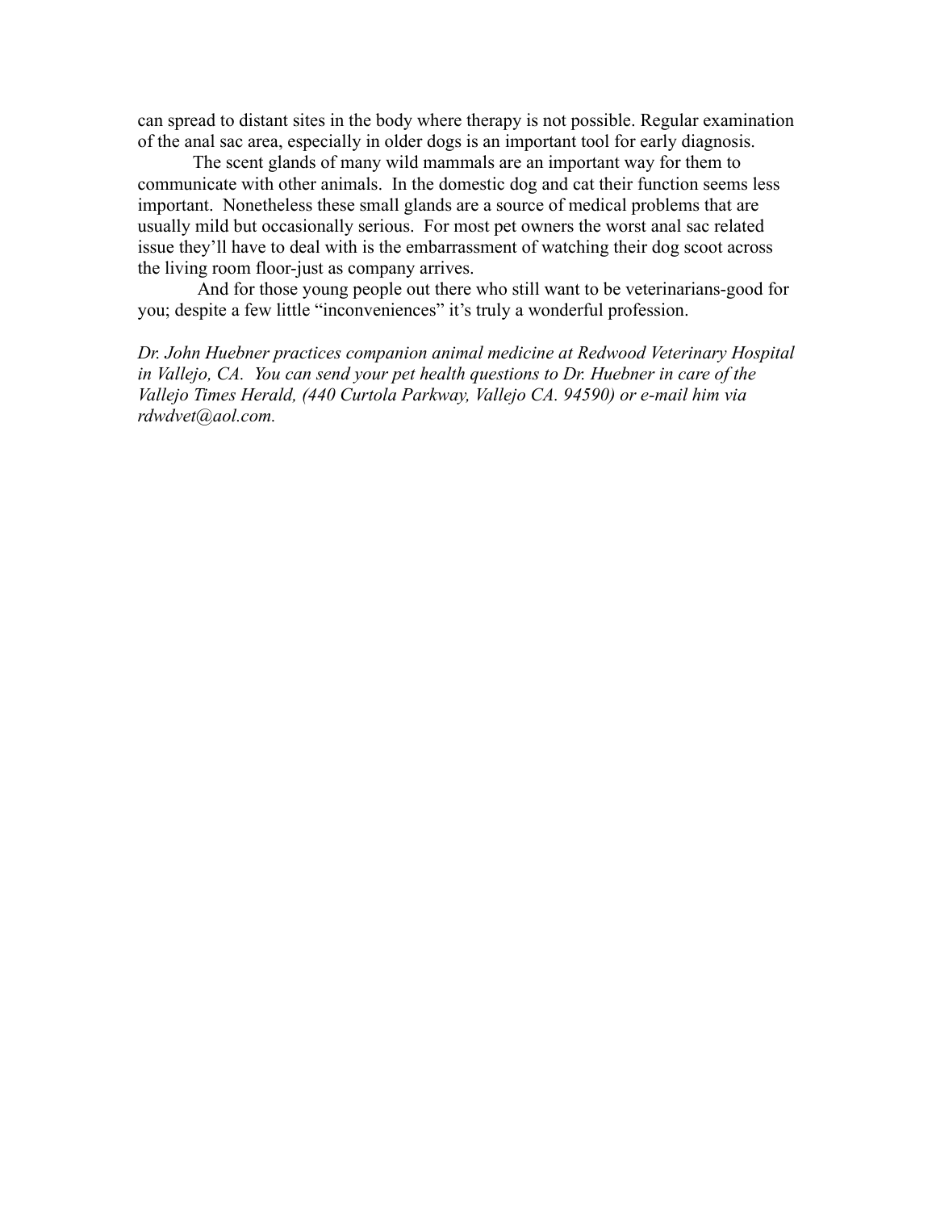can spread to distant sites in the body where therapy is not possible. Regular examination of the anal sac area, especially in older dogs is an important tool for early diagnosis.

The scent glands of many wild mammals are an important way for them to communicate with other animals. In the domestic dog and cat their function seems less important. Nonetheless these small glands are a source of medical problems that are usually mild but occasionally serious. For most pet owners the worst anal sac related issue they'll have to deal with is the embarrassment of watching their dog scoot across the living room floor-just as company arrives.

And for those young people out there who still want to be veterinarians-good for you; despite a few little "inconveniences" it's truly a wonderful profession.

*Dr. John Huebner practices companion animal medicine at Redwood Veterinary Hospital in Vallejo, CA. You can send your pet health questions to Dr. Huebner in care of the Vallejo Times Herald, (440 Curtola Parkway, Vallejo CA. 94590) or e-mail him via rdwdvet@aol.com.*